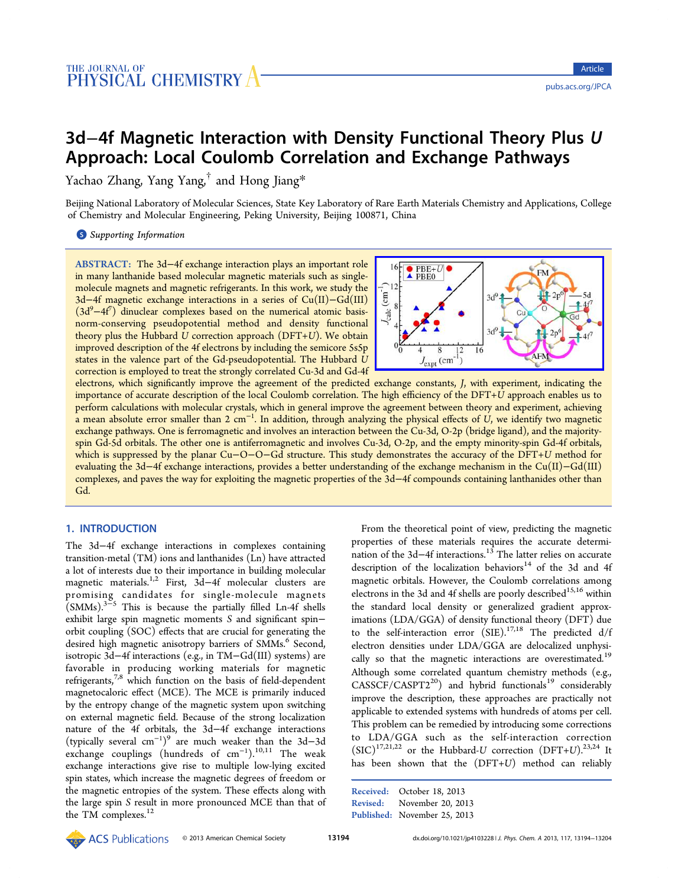# 3d−4f Magnetic Interaction with Density Functional Theory Plus *U* Approach: Local Coulomb Correlation and Exchange Pathways

Yachao Zhang, Yang Yang,[†] and Hong Jiang*

Beijing National Laboratory of Molecular Sciences, State Key Laboratory of Rare Earth Materials Chemistry and Applications, College of Chemistry and Molecular Engineering, Peking University, Beijing 100871, China

Supporting Information

**ABSTRACT:** The 3d−4f exchange interaction plays an important role in many lanthanide based molecular magnetic materials such as single-molecule magnets and magnetic refrigerants. In this work, we study the 3d−4f magnetic exchange interactions in a series of Cu(II)−Gd(III) ($3d^9$−$4f^7$) dinuclear complexes based on the numerical atomic basis-norm-conserving pseudopotential method and density functional theory plus the Hubbard *U* correction approach (DFT+*U*). We obtain improved description of the 4f electrons by including the semicore 5s5p states in the valence part of the Gd-pseudopotential. The Hubbard *U* correction is employed to treat the strongly correlated Cu-3d and Gd-4f electrons, which significantly improve the agreement of the predicted exchange constants, *J*, with experiment, indicating the importance of accurate description of the local Coulomb correlation. The high efficiency of the DFT+*U* approach enables us to perform calculations with molecular crystals, which in general improve the agreement between theory and experiment, achieving a mean absolute error smaller than 2 $cm^{-1}$. In addition, through analyzing the physical effects of *U*, we identify two magnetic exchange pathways. One is ferromagnetic and involves an interaction between the Cu-3d, O-2p (bridge ligand), and the majority-spin Gd-5d orbitals. The other one is antiferromagnetic and involves Cu-3d, O-2p, and the empty minority-spin Gd-4f orbitals, which is suppressed by the planar Cu−O−O−Gd structure. This study demonstrates the accuracy of the DFT+*U* method for evaluating the 3d−4f exchange interactions, provides a better understanding of the exchange mechanism in the Cu(II)−Gd(III) complexes, and paves the way for exploiting the magnetic properties of the 3d−4f compounds containing lanthanides other than Gd.

## 1. INTRODUCTION

The 3d−4f exchange interactions in complexes containing transition-metal (TM) ions and lanthanides (Ln) have attracted a lot of interests due to their importance in building molecular magnetic materials.[1,2] First, 3d−4f molecular clusters are promising candidates for single-molecule magnets (SMMs).[3−5] This is because the partially filled Ln-4f shells exhibit large spin magnetic moments *S* and significant spin−orbit coupling (SOC) effects that are crucial for generating the desired high magnetic anisotropy barriers of SMMs.[6] Second, isotropic 3d−4f interactions (e.g., in TM−Gd(III) systems) are favorable in producing working materials for magnetic refrigerants,[7,8] which function on the basis of field-dependent magnetocaloric effect (MCE). The MCE is primarily induced by the entropy change of the magnetic system upon switching on external magnetic field. Because of the strong localization nature of the 4f orbitals, the 3d−4f exchange interactions (typically several $cm^{-1}$)[9] are much weaker than the 3d−3d exchange couplings (hundreds of $cm^{-1}$).[10,11] The weak exchange interactions give rise to multiple low-lying excited spin states, which increase the magnetic degrees of freedom or the magnetic entropies of the system. These effects along with the large spin *S* result in more pronounced MCE than that of the TM complexes.[12]

From the theoretical point of view, predicting the magnetic properties of these materials requires the accurate determination of the 3d−4f interactions.[13] The latter relies on accurate description of the localization behaviors[14] of the 3d and 4f magnetic orbitals. However, the Coulomb correlations among electrons in the 3d and 4f shells are poorly described[15,16] within the standard local density or generalized gradient approximations (LDA/GGA) of density functional theory (DFT) due to the self-interaction error (SIE).[17,18] The predicted d/f electron densities under LDA/GGA are delocalized unphysically so that the magnetic interactions are overestimated.[19] Although some correlated quantum chemistry methods (e.g., CASSCF/CASPT2[20]) and hybrid functionals[19] considerably improve the description, these approaches are practically not applicable to extended systems with hundreds of atoms per cell. This problem can be remedied by introducing some corrections to LDA/GGA such as the self-interaction correction (SIC)[17,21,22] or the Hubbard-*U* correction (DFT+*U*).[23,24] It has been shown that the (DFT+*U*) method can reliably

Received: October 18, 2013
Revised: November 20, 2013
Published: November 25, 2013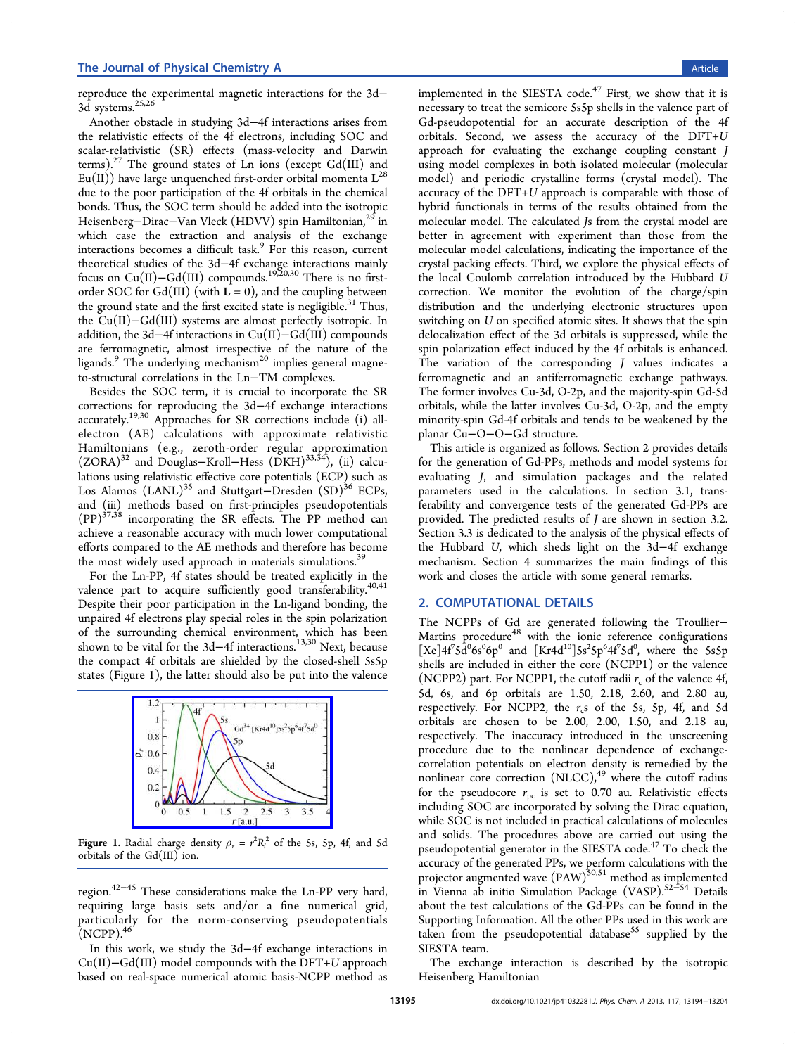reproduce the experimental magnetic interactions for the 3d−3d systems.[25,26]

Another obstacle in studying 3d−4f interactions arises from the relativistic effects of the 4f electrons, including SOC and scalar-relativistic (SR) effects (mass-velocity and Darwin terms).[27] The ground states of Ln ions (except Gd(III) and Eu(II)) have large unquenched first-order orbital momenta $\mathbf{L}$[28] due to the poor participation of the 4f orbitals in the chemical bonds. Thus, the SOC term should be added into the isotropic Heisenberg−Dirac−Van Vleck (HDVV) spin Hamiltonian,[29] in which case the extraction and analysis of the exchange interactions becomes a difficult task.[9] For this reason, current theoretical studies of the 3d−4f exchange interactions mainly focus on Cu(II)−Gd(III) compounds.[19,20,30] There is no first-order SOC for Gd(III) (with $\mathbf{L} = 0$), and the coupling between the ground state and the first excited state is negligible.[31] Thus, the Cu(II)−Gd(III) systems are almost perfectly isotropic. In addition, the 3d−4f interactions in Cu(II)−Gd(III) compounds are ferromagnetic, almost irrespective of the nature of the ligands.[9] The underlying mechanism[20] implies general magneto-structural correlations in the Ln−TM complexes.

Besides the SOC term, it is crucial to incorporate the SR corrections for reproducing the 3d−4f exchange interactions accurately.[19,30] Approaches for SR corrections include (i) all-electron (AE) calculations with approximate relativistic Hamiltonians (e.g., zeroth-order regular approximation (ZORA)[32] and Douglas−Kroll−Hess (DKH)[33,34]), (ii) calculations using relativistic effective core potentials (ECP) such as Los Alamos (LANL)[35] and Stuttgart−Dresden (SD)[36] ECPs, and (iii) methods based on first-principles pseudopotentials (PP)[37,38] incorporating the SR effects. The PP method can achieve a reasonable accuracy with much lower computational efforts compared to the AE methods and therefore has become the most widely used approach in materials simulations.[39]

For the Ln-PP, 4f states should be treated explicitly in the valence part to acquire sufficiently good transferability.[40,41] Despite their poor participation in the Ln-ligand bonding, the unpaired 4f electrons play special roles in the spin polarization of the surrounding chemical environment, which has been shown to be vital for the 3d−4f interactions.[13,30] Next, because the compact 4f orbitals are shielded by the closed-shell 5s5p states (Figure 1), the latter should also be put into the valence region.[42−45] These considerations make the Ln-PP very hard, requiring large basis sets and/or a fine numerical grid, particularly for the norm-conserving pseudopotentials (NCPP).[46]

Figure 1. Radial charge density $\rho_r = r^2R_l^2$ of the 5s, 5p, 4f, and 5d orbitals of the Gd(III) ion.

In this work, we study the 3d−4f exchange interactions in Cu(II)−Gd(III) model compounds with the DFT+$U$ approach based on real-space numerical atomic basis-NCPP method as implemented in the SIESTA code.[47] First, we show that it is necessary to treat the semicore 5s5p shells in the valence part of Gd-pseudopotential for an accurate description of the 4f orbitals. Second, we assess the accuracy of the DFT+$U$ approach for evaluating the exchange coupling constant $J$ using model complexes in both isolated molecular (molecular model) and periodic crystalline forms (crystal model). The accuracy of the DFT+$U$ approach is comparable with those of hybrid functionals in terms of the results obtained from the molecular model. The calculated $J$s from the crystal model are better in agreement with experiment than those from the molecular model calculations, indicating the importance of the crystal packing effects. Third, we explore the physical effects of the local Coulomb correlation introduced by the Hubbard $U$ correction. We monitor the evolution of the charge/spin distribution and the underlying electronic structures upon switching on $U$ on specified atomic sites. It shows that the spin delocalization effect of the 3d orbitals is suppressed, while the spin polarization effect induced by the 4f orbitals is enhanced. The variation of the corresponding $J$ values indicates a ferromagnetic and an antiferromagnetic exchange pathways. The former involves Cu-3d, O-2p, and the majority-spin Gd-5d orbitals, while the latter involves Cu-3d, O-2p, and the empty minority-spin Gd-4f orbitals and tends to be weakened by the planar Cu−O−O−Gd structure.

This article is organized as follows. Section 2 provides details for the generation of Gd-PPs, methods and model systems for evaluating $J$, and simulation packages and the related parameters used in the calculations. In section 3.1, transferability and convergence tests of the generated Gd-PPs are provided. The predicted results of $J$ are shown in section 3.2. Section 3.3 is dedicated to the analysis of the physical effects of the Hubbard $U$, which sheds light on the 3d−4f exchange mechanism. Section 4 summarizes the main findings of this work and closes the article with some general remarks.

## 2. COMPUTATIONAL DETAILS

The NCPPs of Gd are generated following the Troullier−Martins procedure[48] with the ionic reference configurations $[\mathrm{Xe}]4f^7 5d^0 6s^0 6p^0$ and $[\mathrm{Kr}4d^{10}]5s^2 5p^6 4f^7 5d^0$, where the 5s5p shells are included in either the core (NCPP1) or the valence (NCPP2) part. For NCPP1, the cutoff radii $r_c$ of the valence 4f, 5d, 6s, and 6p orbitals are 1.50, 2.18, 2.60, and 2.80 au, respectively. For NCPP2, the $r_c$s of the 5s, 5p, 4f, and 5d orbitals are chosen to be 2.00, 2.00, 1.50, and 2.18 au, respectively. The inaccuracy introduced in the unscreening procedure due to the nonlinear dependence of exchange-correlation potentials on electron density is remedied by the nonlinear core correction (NLCC),[49] where the cutoff radius for the pseudocore $r_{pc}$ is set to 0.70 au. Relativistic effects including SOC are incorporated by solving the Dirac equation, while SOC is not included in practical calculations of molecules and solids. The procedures above are carried out using the pseudopotential generator in the SIESTA code.[47] To check the accuracy of the generated PPs, we perform calculations with the projector augmented wave (PAW)[50,51] method as implemented in Vienna ab initio Simulation Package (VASP).[52−54] Details about the test calculations of the Gd-PPs can be found in the Supporting Information. All the other PPs used in this work are taken from the pseudopotential database[55] supplied by the SIESTA team.

The exchange interaction is described by the isotropic Heisenberg Hamiltonian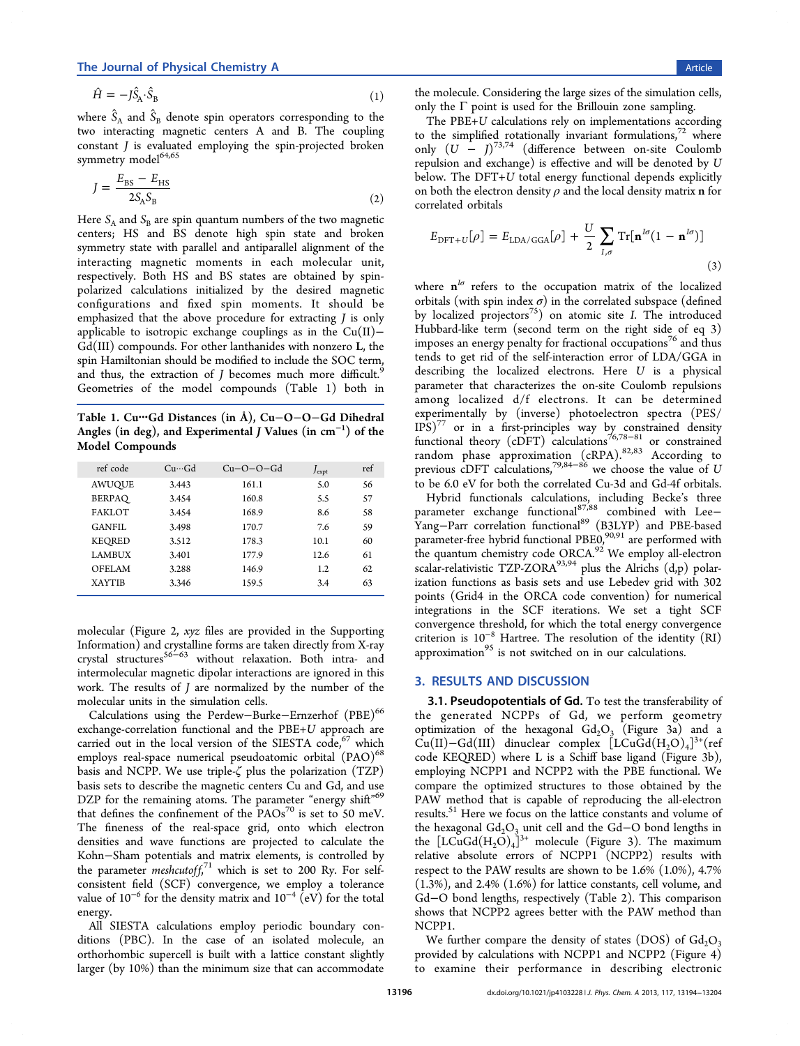$$\hat{H} = -J\hat{S}_A \cdot \hat{S}_B \tag{1}$$

where $\hat{S}_A$ and $\hat{S}_B$ denote spin operators corresponding to the two interacting magnetic centers A and B. The coupling constant $J$ is evaluated employing the spin-projected broken symmetry model[64,65]

$$J = \frac{E_{BS} - E_{HS}}{2S_A S_B} \tag{2}$$

Here $S_A$ and $S_B$ are spin quantum numbers of the two magnetic centers; HS and BS denote high spin state and broken symmetry state with parallel and antiparallel alignment of the interacting magnetic moments in each molecular unit, respectively. Both HS and BS states are obtained by spin-polarized calculations initialized by the desired magnetic configurations and fixed spin moments. It should be emphasized that the above procedure for extracting $J$ is only applicable to isotropic exchange couplings as in the Cu(II)−Gd(III) compounds. For other lanthanides with nonzero **L**, the spin Hamiltonian should be modified to include the SOC term, and thus, the extraction of $J$ becomes much more difficult.[9] Geometries of the model compounds (Table 1) both in molecular (Figure 2, *xyz* files are provided in the Supporting Information) and crystalline forms are taken directly from X-ray crystal structures[56−63] without relaxation. Both intra- and intermolecular magnetic dipolar interactions are ignored in this work. The results of $J$ are normalized by the number of the molecular units in the simulation cells.

**Table 1. Cu···Gd Distances (in Å), Cu−O−O−Gd Dihedral Angles (in deg), and Experimental $J$ Values (in $cm^{-1}$) of the Model Compounds**

| ref code | Cu···Gd | Cu−O−O−Gd | $J_{expt}$ | ref |
|---|---|---|---|---|
| AWUQUE | 3.443 | 161.1 | 5.0 | 56 |
| BERPAQ | 3.454 | 160.8 | 5.5 | 57 |
| FAKLOT | 3.454 | 168.9 | 8.6 | 58 |
| GANFIL | 3.498 | 170.7 | 7.6 | 59 |
| KEQRED | 3.512 | 178.3 | 10.1 | 60 |
| LAMBUX | 3.401 | 177.9 | 12.6 | 61 |
| OFELAM | 3.288 | 146.9 | 1.2 | 62 |
| XAYTIB | 3.346 | 159.5 | 3.4 | 63 |

Calculations using the Perdew−Burke−Ernzerhof (PBE)[66] exchange-correlation functional and the PBE+$U$ approach are carried out in the local version of the SIESTA code,[67] which employs real-space numerical pseudoatomic orbital (PAO)[68] basis and NCPP. We use triple-ζ plus the polarization (TZP) basis sets to describe the magnetic centers Cu and Gd, and use DZP for the remaining atoms. The parameter "energy shift"[69] that defines the confinement of the PAOs[70] is set to 50 meV. The fineness of the real-space grid, onto which electron densities and wave functions are projected to calculate the Kohn−Sham potentials and matrix elements, is controlled by the parameter *meshcutoff*,[71] which is set to 200 Ry. For self-consistent field (SCF) convergence, we employ a tolerance value of $10^{-6}$ for the density matrix and $10^{-4}$ (eV) for the total energy.

All SIESTA calculations employ periodic boundary conditions (PBC). In the case of an isolated molecule, an orthorhombic supercell is built with a lattice constant slightly larger (by 10%) than the minimum size that can accommodate the molecule. Considering the large sizes of the simulation cells, only the Γ point is used for the Brillouin zone sampling.

The PBE+$U$ calculations rely on implementations according to the simplified rotationally invariant formulations,[72] where only $(U - J)$[73,74] (difference between on-site Coulomb repulsion and exchange) is effective and will be denoted by $U$ below. The DFT+$U$ total energy functional depends explicitly on both the electron density $\rho$ and the local density matrix **n** for correlated orbitals

$$E_{DFT+U}[\rho] = E_{LDA/GGA}[\rho] + \frac{U}{2}\sum_{I,\sigma}\mathrm{Tr}[\mathbf{n}^{I\sigma}(1 - \mathbf{n}^{I\sigma})] \tag{3}$$

where $\mathbf{n}^{I\sigma}$ refers to the occupation matrix of the localized orbitals (with spin index $\sigma$) in the correlated subspace (defined by localized projectors[75]) on atomic site $I$. The introduced Hubbard-like term (second term on the right side of eq 3) imposes an energy penalty for fractional occupations[76] and thus tends to get rid of the self-interaction error of LDA/GGA in describing the localized electrons. Here $U$ is a physical parameter that characterizes the on-site Coulomb repulsions among localized d/f electrons. It can be determined experimentally by (inverse) photoelectron spectra (PES/IPS)[77] or in a first-principles way by constrained density functional theory (cDFT) calculations[76,78−81] or constrained random phase approximation (cRPA).[82,83] According to previous cDFT calculations,[79,84−86] we choose the value of $U$ to be 6.0 eV for both the correlated Cu-3d and Gd-4f orbitals.

Hybrid functionals calculations, including Becke's three parameter exchange functional[87,88] combined with Lee−Yang−Parr correlation functional[89] (B3LYP) and PBE-based parameter-free hybrid functional PBE0,[90,91] are performed with the quantum chemistry code ORCA.[92] We employ all-electron scalar-relativistic TZP-ZORA[93,94] plus the Alrichs (d,p) polarization functions as basis sets and use Lebedev grid with 302 points (Grid4 in the ORCA code convention) for numerical integrations in the SCF iterations. We set a tight SCF convergence threshold, for which the total energy convergence criterion is $10^{-8}$ Hartree. The resolution of the identity (RI) approximation[95] is not switched on in our calculations.

## 3. RESULTS AND DISCUSSION

### 3.1. Pseudopotentials of Gd.

To test the transferability of the generated NCPPs of Gd, we perform geometry optimization of the hexagonal $Gd_2O_3$ (Figure 3a) and a Cu(II)−Gd(III) dinuclear complex $[LCuGd(H_2O)_4]^{3+}$(ref code KEQRED) where L is a Schiff base ligand (Figure 3b), employing NCPP1 and NCPP2 with the PBE functional. We compare the optimized structures to those obtained by the PAW method that is capable of reproducing the all-electron results.[51] Here we focus on the lattice constants and volume of the hexagonal $Gd_2O_3$ unit cell and the Gd−O bond lengths in the $[LCuGd(H_2O)_4]^{3+}$ molecule (Figure 3). The maximum relative absolute errors of NCPP1 (NCPP2) results with respect to the PAW results are shown to be 1.6% (1.0%), 4.7% (1.3%), and 2.4% (1.6%) for lattice constants, cell volume, and Gd−O bond lengths, respectively (Table 2). This comparison shows that NCPP2 agrees better with the PAW method than NCPP1.

We further compare the density of states (DOS) of $Gd_2O_3$ provided by calculations with NCPP1 and NCPP2 (Figure 4) to examine their performance in describing electronic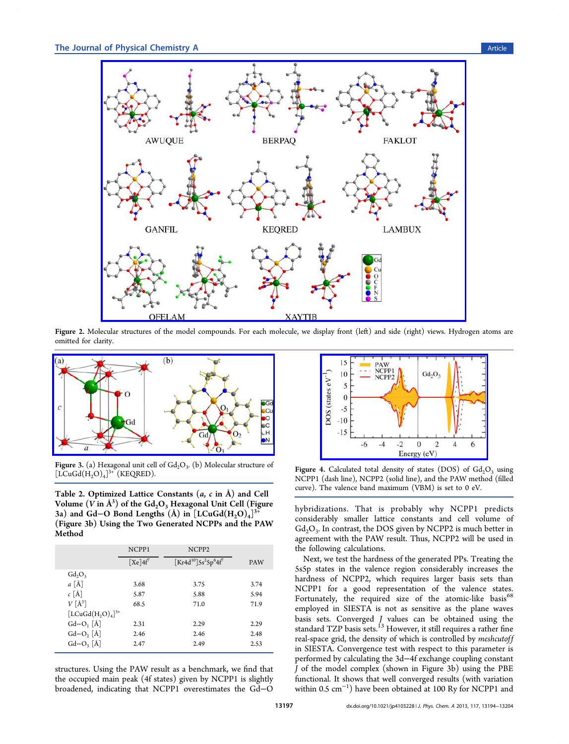Figure 2. Molecular structures of the model compounds. For each molecule, we display front (left) and side (right) views. Hydrogen atoms are omitted for clarity.

Figure 3. (a) Hexagonal unit cell of $Gd_2O_3$. (b) Molecular structure of $[LCuGd(H_2O)_4]^{3+}$ (KEQRED).

Figure 4. Calculated total density of states (DOS) of $Gd_2O_3$ using NCPP1 (dash line), NCPP2 (solid line), and the PAW method (filled curve). The valence band maximum (VBM) is set to 0 eV.

**Table 2. Optimized Lattice Constants ($a$, $c$ in Å) and Cell Volume ($V$ in Å$^3$) of the $Gd_2O_3$ Hexagonal Unit Cell (Figure 3a) and Gd−O Bond Lengths (Å) in $[LCuGd(H_2O)_4]^{3+}$ (Figure 3b) Using the Two Generated NCPPs and the PAW Method**

| | NCPP1 | NCPP2 | |
|---|---|---|---|
| | [Xe]4f$^7$ | [Kr4d$^{10}$]5s$^2$5p$^6$4f$^7$ | PAW |
| $Gd_2O_3$ | | | |
| $a$ [Å] | 3.68 | 3.75 | 3.74 |
| $c$ [Å] | 5.87 | 5.88 | 5.94 |
| $V$ [Å$^3$] | 68.5 | 71.0 | 71.9 |
| $[LCuGd(H_2O)_4]^{3+}$ | | | |
| Gd−O$_1$ [Å] | 2.31 | 2.29 | 2.29 |
| Gd−O$_2$ [Å] | 2.46 | 2.46 | 2.48 |
| Gd−O$_3$ [Å] | 2.47 | 2.49 | 2.53 |

structures. Using the PAW result as a benchmark, we find that the occupied main peak (4f states) given by NCPP1 is slightly broadened, indicating that NCPP1 overestimates the Gd−O hybridizations. That is probably why NCPP1 predicts considerably smaller lattice constants and cell volume of $Gd_2O_3$. In contrast, the DOS given by NCPP2 is much better in agreement with the PAW result. Thus, NCPP2 will be used in the following calculations.

Next, we test the hardness of the generated PPs. Treating the 5s5p states in the valence region considerably increases the hardness of NCPP2, which requires larger basis sets than NCPP1 for a good representation of the valence states. Fortunately, the required size of the atomic-like basis[68] employed in SIESTA is not as sensitive as the plane waves basis sets. Converged $J$ values can be obtained using the standard TZP basis sets.[13] However, it still requires a rather fine real-space grid, the density of which is controlled by *meshcutoff* in SIESTA. Convergence test with respect to this parameter is performed by calculating the 3d−4f exchange coupling constant $J$ of the model complex (shown in Figure 3b) using the PBE functional. It shows that well converged results (with variation within 0.5 cm$^{-1}$) have been obtained at 100 Ry for NCPP1 and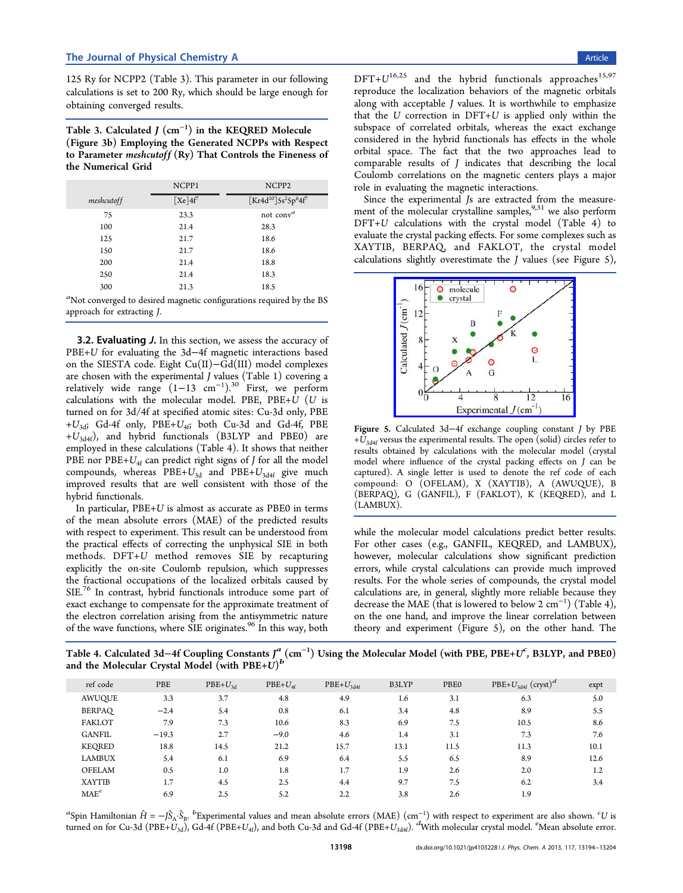125 Ry for NCPP2 (Table 3). This parameter in our following calculations is set to 200 Ry, which should be large enough for obtaining converged results.

Table 3. Calculated $J$ ($cm^{-1}$) in the KEQRED Molecule (Figure 3b) Employing the Generated NCPPs with Respect to Parameter *meshcutoff* (Ry) That Controls the Fineness of the Numerical Grid

| | NCPP1 | NCPP2 |
|---|---|---|
| *meshcutoff* | $[Xe]4f^7$ | $[Kr4d^{10}]5s^25p^64f^7$ |
| 75 | 23.3 | not conv[a] |
| 100 | 21.4 | 28.3 |
| 125 | 21.7 | 18.6 |
| 150 | 21.7 | 18.6 |
| 200 | 21.4 | 18.8 |
| 250 | 21.4 | 18.3 |
| 300 | 21.3 | 18.5 |

[a]Not converged to desired magnetic configurations required by the BS approach for extracting $J$.

### 3.2. Evaluating $J$.

In this section, we assess the accuracy of PBE+$U$ for evaluating the 3d−4f magnetic interactions based on the SIESTA code. Eight Cu(II)−Gd(III) model complexes are chosen with the experimental $J$ values (Table 1) covering a relatively wide range (1−13 $cm^{-1}$).[30] First, we perform calculations with the molecular model. PBE, PBE+$U$ ($U$ is turned on for 3d/4f at specified atomic sites: Cu-3d only, PBE+$U_{3d}$; Gd-4f only, PBE+$U_{4f}$; both Cu-3d and Gd-4f, PBE+$U_{3d4f}$), and hybrid functionals (B3LYP and PBE0) are employed in these calculations (Table 4). It shows that neither PBE nor PBE+$U_{4f}$ can predict right signs of $J$ for all the model compounds, whereas PBE+$U_{3d}$ and PBE+$U_{3d4f}$ give much improved results that are well consistent with those of the hybrid functionals.

In particular, PBE+$U$ is almost as accurate as PBE0 in terms of the mean absolute errors (MAE) of the predicted results with respect to experiment. This result can be understood from the practical effects of correcting the unphysical SIE in both methods. DFT+$U$ method removes SIE by recapturing explicitly the on-site Coulomb repulsion, which suppresses the fractional occupations of the localized orbitals caused by SIE.[76] In contrast, hybrid functionals introduce some part of exact exchange to compensate for the approximate treatment of the electron correlation arising from the antisymmetric nature of the wave functions, where SIE originates.[96] In this way, both DFT+$U$[16,25] and the hybrid functionals approaches[15,97] reproduce the localization behaviors of the magnetic orbitals along with acceptable $J$ values. It is worthwhile to emphasize that the $U$ correction in DFT+$U$ is applied only within the subspace of correlated orbitals, whereas the exact exchange considered in the hybrid functionals has effects in the whole orbital space. The fact that the two approaches lead to comparable results of $J$ indicates that describing the local Coulomb correlations on the magnetic centers plays a major role in evaluating the magnetic interactions.

Since the experimental $J$s are extracted from the measurement of the molecular crystalline samples,[9,31] we also perform DFT+$U$ calculations with the crystal model (Table 4) to evaluate the crystal packing effects. For some complexes such as XAYTIB, BERPAQ, and FAKLOT, the crystal model calculations slightly overestimate the $J$ values (see Figure 5), while the molecular model calculations predict better results. For other cases (e.g., GANFIL, KEQRED, and LAMBUX), however, molecular calculations show significant prediction errors, while crystal calculations can provide much improved results. For the whole series of compounds, the crystal model calculations are, in general, slightly more reliable because they decrease the MAE (that is lowered to below 2 $cm^{-1}$) (Table 4), on the one hand, and improve the linear correlation between theory and experiment (Figure 5), on the other hand. The

Figure 5. Calculated 3d−4f exchange coupling constant $J$ by PBE+$U_{3d4f}$ versus the experimental results. The open (solid) circles refer to results obtained by calculations with the molecular model (crystal model where influence of the crystal packing effects on $J$ can be captured). A single letter is used to denote the ref code of each compound: O (OFELAM), X (XAYTIB), A (AWUQUE), B (BERPAQ), G (GANFIL), F (FAKLOT), K (KEQRED), and L (LAMBUX).

Table 4. Calculated 3d−4f Coupling Constants $J^a$ ($cm^{-1}$) Using the Molecular Model (with PBE, PBE+$U^c$, B3LYP, and PBE0) and the Molecular Crystal Model (with PBE+$U$)[b]

| ref code | PBE | PBE+$U_{3d}$ | PBE+$U_{4f}$ | PBE+$U_{3d4f}$ | B3LYP | PBE0 | PBE+$U_{3d4f}$ (cryst)[d] | expt |
|---|---|---|---|---|---|---|---|---|
| AWUQUE | 3.3 | 3.7 | 4.8 | 4.9 | 1.6 | 3.1 | 6.3 | 5.0 |
| BERPAQ | −2.4 | 5.4 | 0.8 | 6.1 | 3.4 | 4.8 | 8.9 | 5.5 |
| FAKLOT | 7.9 | 7.3 | 10.6 | 8.3 | 6.9 | 7.5 | 10.5 | 8.6 |
| GANFIL | −19.3 | 2.7 | −9.0 | 4.6 | 1.4 | 3.1 | 7.3 | 7.6 |
| KEQRED | 18.8 | 14.5 | 21.2 | 15.7 | 13.1 | 11.5 | 11.3 | 10.1 |
| LAMBUX | 5.4 | 6.1 | 6.9 | 6.4 | 5.5 | 6.5 | 8.9 | 12.6 |
| OFELAM | 0.5 | 1.0 | 1.8 | 1.7 | 1.9 | 2.6 | 2.0 | 1.2 |
| XAYTIB | 1.7 | 4.5 | 2.5 | 4.4 | 9.7 | 7.5 | 6.2 | 3.4 |
| MAE[e] | 6.9 | 2.5 | 5.2 | 2.2 | 3.8 | 2.6 | 1.9 | |

[a]Spin Hamiltonian $\hat{H} = -J\hat{S}_A\cdot\hat{S}_B$. [b]Experimental values and mean absolute errors (MAE) ($cm^{-1}$) with respect to experiment are also shown. [c]$U$ is turned on for Cu-3d (PBE+$U_{3d}$), Gd-4f (PBE+$U_{4f}$), and both Cu-3d and Gd-4f (PBE+$U_{3d4f}$). [d]With molecular crystal model. [e]Mean absolute error.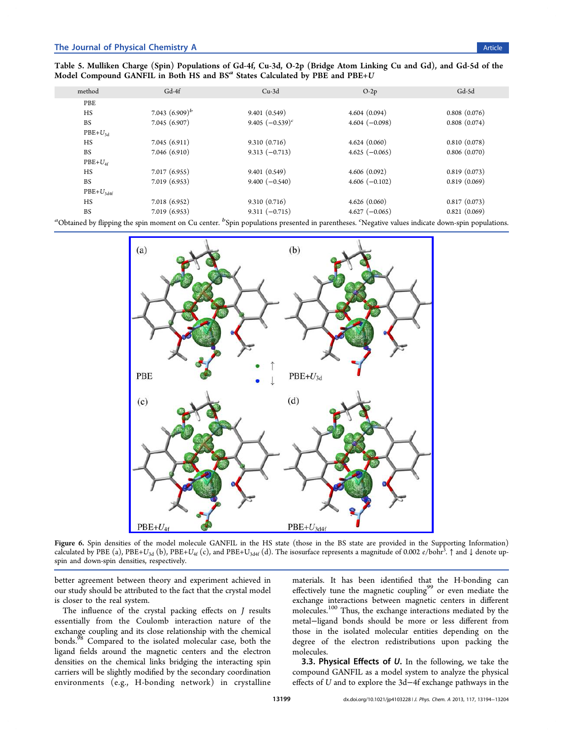Table 5. Mulliken Charge (Spin) Populations of Gd-4f, Cu-3d, O-2p (Bridge Atom Linking Cu and Gd), and Gd-5d of the Model Compound GANFIL in Both HS and BS[a] States Calculated by PBE and PBE+$U$

| method | Gd-4f | Cu-3d | O-2p | Gd-5d |
|---|---|---|---|---|
| PBE | | | | |
| HS | 7.043 (6.909)[b] | 9.401 (0.549) | 4.604 (0.094) | 0.808 (0.076) |
| BS | 7.045 (6.907) | 9.405 (−0.539)[c] | 4.604 (−0.098) | 0.808 (0.074) |
| PBE+$U_{3d}$ | | | | |
| HS | 7.045 (6.911) | 9.310 (0.716) | 4.624 (0.060) | 0.810 (0.078) |
| BS | 7.046 (6.910) | 9.313 (−0.713) | 4.625 (−0.065) | 0.806 (0.070) |
| PBE+$U_{4f}$ | | | | |
| HS | 7.017 (6.955) | 9.401 (0.549) | 4.606 (0.092) | 0.819 (0.073) |
| BS | 7.019 (6.953) | 9.400 (−0.540) | 4.606 (−0.102) | 0.819 (0.069) |
| PBE+$U_{3d4f}$ | | | | |
| HS | 7.018 (6.952) | 9.310 (0.716) | 4.626 (0.060) | 0.817 (0.073) |
| BS | 7.019 (6.953) | 9.311 (−0.715) | 4.627 (−0.065) | 0.821 (0.069) |

[a]Obtained by flipping the spin moment on Cu center. [b]Spin populations presented in parentheses. [c]Negative values indicate down-spin populations.

Figure 6. Spin densities of the model molecule GANFIL in the HS state (those in the BS state are provided in the Supporting Information) calculated by PBE (a), PBE+$U_{3d}$ (b), PBE+$U_{4f}$ (c), and PBE+$U_{3d4f}$ (d). The isosurface represents a magnitude of 0.002 $e$/bohr$^3$. ↑ and ↓ denote up-spin and down-spin densities, respectively.

better agreement between theory and experiment achieved in our study should be attributed to the fact that the crystal model is closer to the real system.

The influence of the crystal packing effects on $J$ results essentially from the Coulomb interaction nature of the exchange coupling and its close relationship with the chemical bonds.[98] Compared to the isolated molecular case, both the ligand fields around the magnetic centers and the electron densities on the chemical links bridging the interacting spin carriers will be slightly modified by the secondary coordination environments (e.g., H-bonding network) in crystalline materials. It has been identified that the H-bonding can effectively tune the magnetic coupling[99] or even mediate the exchange interactions between magnetic centers in different molecules.[100] Thus, the exchange interactions mediated by the metal−ligand bonds should be more or less different from those in the isolated molecular entities depending on the degree of the electron redistributions upon packing the molecules.

### 3.3. Physical Effects of *U*.

In the following, we take the compound GANFIL as a model system to analyze the physical effects of $U$ and to explore the 3d−4f exchange pathways in the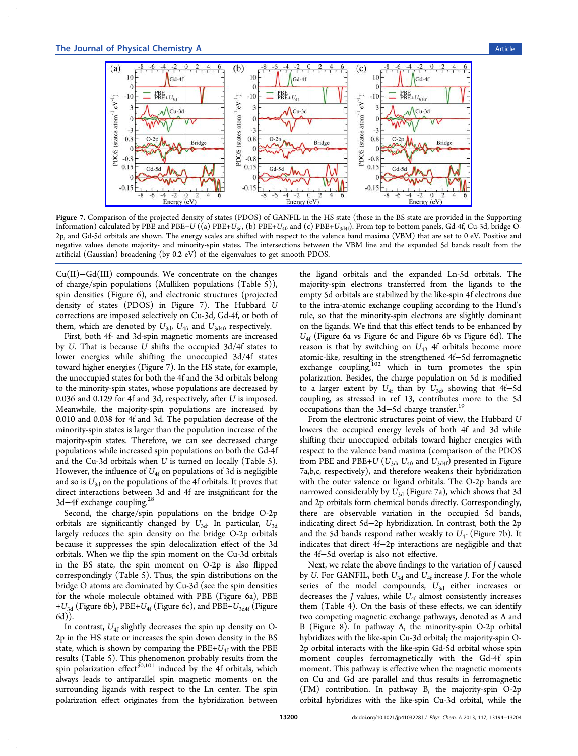Figure 7. Comparison of the projected density of states (PDOS) of GANFIL in the HS state (those in the BS state are provided in the Supporting Information) calculated by PBE and PBE+$U$ ((a) PBE+$U_{3d}$, (b) PBE+$U_{4f}$, and (c) PBE+$U_{3d4f}$). From top to bottom panels, Gd-4f, Cu-3d, bridge O-2p, and Gd-5d orbitals are shown. The energy scales are shifted with respect to the valence band maxima (VBM) that are set to 0 eV. Positive and negative values denote majority- and minority-spin states. The intersections between the VBM line and the expanded 5d bands result from the artificial (Gaussian) broadening (by 0.2 eV) of the eigenvalues to get smooth PDOS.

Cu(II)−Gd(III) compounds. We concentrate on the changes of charge/spin populations (Mulliken populations (Table 5)), spin densities (Figure 6), and electronic structures (projected density of states (PDOS) in Figure 7). The Hubbard $U$ corrections are imposed selectively on Cu-3d, Gd-4f, or both of them, which are denoted by $U_{3d}$, $U_{4f}$, and $U_{3d4f}$, respectively.

First, both 4f- and 3d-spin magnetic moments are increased by $U$. That is because $U$ shifts the occupied 3d/4f states to lower energies while shifting the unoccupied 3d/4f states toward higher energies (Figure 7). In the HS state, for example, the unoccupied states for both the 4f and the 3d orbitals belong to the minority-spin states, whose populations are decreased by 0.036 and 0.129 for 4f and 3d, respectively, after $U$ is imposed. Meanwhile, the majority-spin populations are increased by 0.010 and 0.038 for 4f and 3d. The population decrease of the minority-spin states is larger than the population increase of the majority-spin states. Therefore, we can see decreased charge populations while increased spin populations on both the Gd-4f and the Cu-3d orbitals when $U$ is turned on locally (Table 5). However, the influence of $U_{4f}$ on populations of 3d is negligible and so is $U_{3d}$ on the populations of the 4f orbitals. It proves that direct interactions between 3d and 4f are insignificant for the 3d−4f exchange coupling.[28]

Second, the charge/spin populations on the bridge O-2p orbitals are significantly changed by $U_{3d}$. In particular, $U_{3d}$ largely reduces the spin density on the bridge O-2p orbitals because it suppresses the spin delocalization effect of the 3d orbitals. When we flip the spin moment on the Cu-3d orbitals in the BS state, the spin moment on O-2p is also flipped correspondingly (Table 5). Thus, the spin distributions on the bridge O atoms are dominated by Cu-3d (see the spin densities for the whole molecule obtained with PBE (Figure 6a), PBE+$U_{3d}$ (Figure 6b), PBE+$U_{4f}$ (Figure 6c), and PBE+$U_{3d4f}$ (Figure 6d)).

In contrast, $U_{4f}$ slightly decreases the spin up density on O-2p in the HS state or increases the spin down density in the BS state, which is shown by comparing the PBE+$U_{4f}$ with the PBE results (Table 5). This phenomenon probably results from the spin polarization effect[30,101] induced by the 4f orbitals, which always leads to antiparallel spin magnetic moments on the surrounding ligands with respect to the Ln center. The spin polarization effect originates from the hybridization between the ligand orbitals and the expanded Ln-5d orbitals. The majority-spin electrons transferred from the ligands to the empty 5d orbitals are stabilized by the like-spin 4f electrons due to the intra-atomic exchange coupling according to the Hund's rule, so that the minority-spin electrons are slightly dominant on the ligands. We find that this effect tends to be enhanced by $U_{4f}$ (Figure 6a vs Figure 6c and Figure 6b vs Figure 6d). The reason is that by switching on $U_{4f}$, 4f orbitals become more atomic-like, resulting in the strengthened 4f−5d ferromagnetic exchange coupling,[102] which in turn promotes the spin polarization. Besides, the charge population on 5d is modified to a larger extent by $U_{4f}$ than by $U_{3d}$, showing that 4f−5d coupling, as stressed in ref 13, contributes more to the 5d occupations than the 3d−5d charge transfer.[19]

From the electronic structures point of view, the Hubbard $U$ lowers the occupied energy levels of both 4f and 3d while shifting their unoccupied orbitals toward higher energies with respect to the valence band maxima (comparison of the PDOS from PBE and PBE+$U$ ($U_{3d}$, $U_{4f}$, and $U_{3d4f}$) presented in Figure 7a,b,c, respectively), and therefore weakens their hybridization with the outer valence or ligand orbitals. The O-2p bands are narrowed considerably by $U_{3d}$ (Figure 7a), which shows that 3d and 2p orbitals form chemical bonds directly. Correspondingly, there are observable variation in the occupied 5d bands, indicating direct 5d−2p hybridization. In contrast, both the 2p and the 5d bands respond rather weakly to $U_{4f}$ (Figure 7b). It indicates that direct 4f−2p interactions are negligible and that the 4f−5d overlap is also not effective.

Next, we relate the above findings to the variation of $J$ caused by $U$. For GANFIL, both $U_{3d}$ and $U_{4f}$ increase $J$. For the whole series of the model compounds, $U_{3d}$ either increases or decreases the $J$ values, while $U_{4f}$ almost consistently increases them (Table 4). On the basis of these effects, we can identify two competing magnetic exchange pathways, denoted as A and B (Figure 8). In pathway A, the minority-spin O-2p orbital hybridizes with the like-spin Cu-3d orbital; the majority-spin O-2p orbital interacts with the like-spin Gd-5d orbital whose spin moment couples ferromagnetically with the Gd-4f spin moment. This pathway is effective when the magnetic moments on Cu and Gd are parallel and thus results in ferromagnetic (FM) contribution. In pathway B, the majority-spin O-2p orbital hybridizes with the like-spin Cu-3d orbital, while the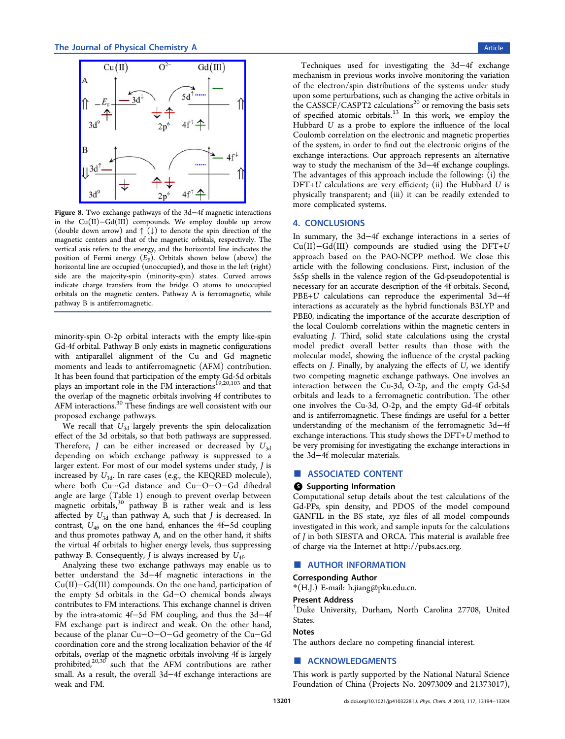**Figure 8.** Two exchange pathways of the 3d−4f magnetic interactions in the Cu(II)−Gd(III) compounds. We employ double up arrow (double down arrow) and ↑ (↓) to denote the spin direction of the magnetic centers and that of the magnetic orbitals, respectively. The vertical axis refers to the energy, and the horizontal line indicates the position of Fermi energy ($E_F$). Orbitals shown below (above) the horizontal line are occupied (unoccupied), and those in the left (right) side are the majority-spin (minority-spin) states. Curved arrows indicate charge transfers from the bridge O atoms to unoccupied orbitals on the magnetic centers. Pathway A is ferromagnetic, while pathway B is antiferromagnetic.

minority-spin O-2p orbital interacts with the empty like-spin Gd-4f orbital. Pathway B only exists in magnetic configurations with antiparallel alignment of the Cu and Gd magnetic moments and leads to antiferromagnetic (AFM) contribution. It has been found that participation of the empty Gd-5d orbitals plays an important role in the FM interactions[19,20,103] and that the overlap of the magnetic orbitals involving 4f contributes to AFM interactions.[30] These findings are well consistent with our proposed exchange pathways.

We recall that $U_{3d}$ largely prevents the spin delocalization effect of the 3d orbitals, so that both pathways are suppressed. Therefore, $J$ can be either increased or decreased by $U_{3d}$ depending on which exchange pathway is suppressed to a larger extent. For most of our model systems under study, $J$ is increased by $U_{3d}$. In rare cases (e.g., the KEQRED molecule), where both Cu···Gd distance and Cu−O−O−Gd dihedral angle are large (Table 1) enough to prevent overlap between magnetic orbitals,[30] pathway B is rather weak and is less affected by $U_{3d}$ than pathway A, such that $J$ is decreased. In contrast, $U_{4f}$ on the one hand, enhances the 4f−5d coupling and thus promotes pathway A, and on the other hand, it shifts the virtual 4f orbitals to higher energy levels, thus suppressing pathway B. Consequently, $J$ is always increased by $U_{4f}$.

Analyzing these two exchange pathways may enable us to better understand the 3d−4f magnetic interactions in the Cu(II)−Gd(III) compounds. On the one hand, participation of the empty 5d orbitals in the Gd−O chemical bonds always contributes to FM interactions. This exchange channel is driven by the intra-atomic 4f−5d FM coupling, and thus the 3d−4f FM exchange part is indirect and weak. On the other hand, because of the planar Cu−O−O−Gd geometry of the Cu−Gd coordination core and the strong localization behavior of the 4f orbitals, overlap of the magnetic orbitals involving 4f is largely prohibited,[20,30] such that the AFM contributions are rather small. As a result, the overall 3d−4f exchange interactions are weak and FM.

Techniques used for investigating the 3d−4f exchange mechanism in previous works involve monitoring the variation of the electron/spin distributions of the systems under study upon some perturbations, such as changing the active orbitals in the CASSCF/CASPT2 calculations[20] or removing the basis sets of specified atomic orbitals.[13] In this work, we employ the Hubbard $U$ as a probe to explore the influence of the local Coulomb correlation on the electronic and magnetic properties of the system, in order to find out the electronic origins of the exchange interactions. Our approach represents an alternative way to study the mechanism of the 3d−4f exchange couplings. The advantages of this approach include the following: (i) the DFT+$U$ calculations are very efficient; (ii) the Hubbard $U$ is physically transparent; and (iii) it can be readily extended to more complicated systems.

## 4. CONCLUSIONS

In summary, the 3d−4f exchange interactions in a series of Cu(II)−Gd(III) compounds are studied using the DFT+$U$ approach based on the PAO-NCPP method. We close this article with the following conclusions. First, inclusion of the 5s5p shells in the valence region of the Gd-pseudopotential is necessary for an accurate description of the 4f orbitals. Second, PBE+$U$ calculations can reproduce the experimental 3d−4f interactions as accurately as the hybrid functionals B3LYP and PBE0, indicating the importance of the accurate description of the local Coulomb correlations within the magnetic centers in evaluating $J$. Third, solid state calculations using the crystal model predict overall better results than those with the molecular model, showing the influence of the crystal packing effects on $J$. Finally, by analyzing the effects of $U$, we identify two competing magnetic exchange pathways. One involves an interaction between the Cu-3d, O-2p, and the empty Gd-5d orbitals and leads to a ferromagnetic contribution. The other one involves the Cu-3d, O-2p, and the empty Gd-4f orbitals and is antiferromagnetic. These findings are useful for a better understanding of the mechanism of the ferromagnetic 3d−4f exchange interactions. This study shows the DFT+$U$ method to be very promising for investigating the exchange interactions in the 3d−4f molecular materials.

## ■ ASSOCIATED CONTENT

### Supporting Information

Computational setup details about the test calculations of the Gd-PPs, spin density, and PDOS of the model compound GANFIL in the BS state, *xyz* files of all model compounds investigated in this work, and sample inputs for the calculations of $J$ in both SIESTA and ORCA. This material is available free of charge via the Internet at http://pubs.acs.org.

## ■ AUTHOR INFORMATION

### Corresponding Author

*(H.J.) E-mail: h.jiang@pku.edu.cn.

### Present Address

†Duke University, Durham, North Carolina 27708, United States.

### Notes

The authors declare no competing financial interest.

## ■ ACKNOWLEDGMENTS

This work is partly supported by the National Natural Science Foundation of China (Projects No. 20973009 and 21373017),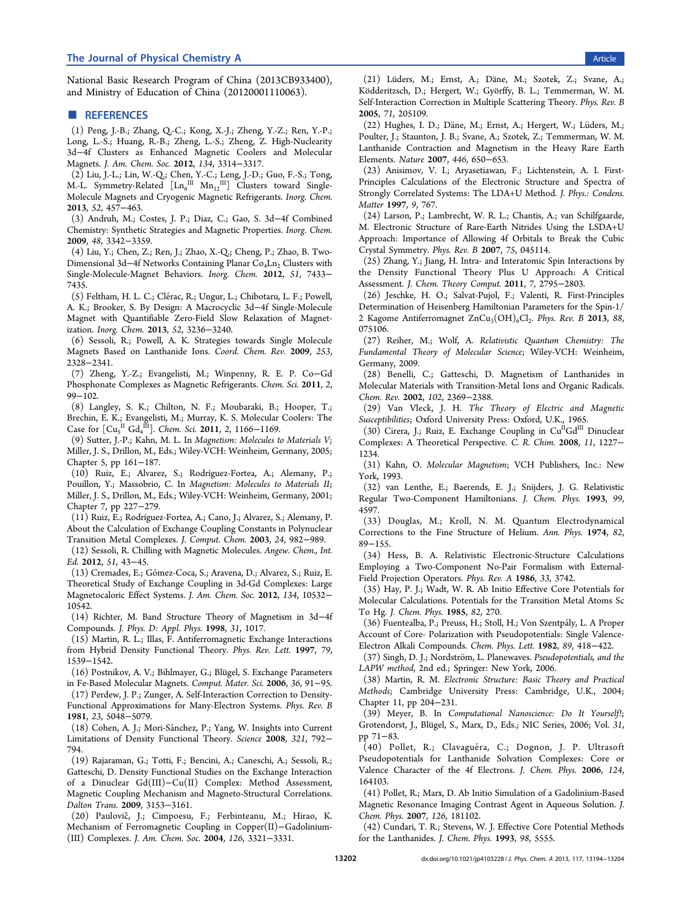National Basic Research Program of China (2013CB933400), and Ministry of Education of China (20120001110063).

## ■ REFERENCES

(1) Peng, J.-B.; Zhang, Q.-C.; Kong, X.-J.; Zheng, Y.-Z.; Ren, Y.-P.; Long, L.-S.; Huang, R.-B.; Zheng, L.-S.; Zheng, Z. High-Nuclearity 3d−4f Clusters as Enhanced Magnetic Coolers and Molecular Magnets. *J. Am. Chem. Soc.* **2012**, *134*, 3314−3317.

(2) Liu, J.-L.; Lin, W.-Q.; Chen, Y.-C.; Leng, J.-D.; Guo, F.-S.; Tong, M.-L. Symmetry-Related $[Ln_6^{III}\ Mn_{12}^{III}]$ Clusters toward Single-Molecule Magnets and Cryogenic Magnetic Refrigerants. *Inorg. Chem.* **2013**, *52*, 457−463.

(3) Andruh, M.; Costes, J. P.; Diaz, C.; Gao, S. 3d−4f Combined Chemistry: Synthetic Strategies and Magnetic Properties. *Inorg. Chem.* **2009**, *48*, 3342−3359.

(4) Liu, Y.; Chen, Z.; Ren, J.; Zhao, X.-Q.; Cheng, P.; Zhao, B. Two-Dimensional 3d−4f Networks Containing Planar $Co_4Ln_2$ Clusters with Single-Molecule-Magnet Behaviors. *Inorg. Chem.* **2012**, *51*, 7433−7435.

(5) Feltham, H. L. C.; Clérac, R.; Ungur, L.; Chibotaru, L. F.; Powell, A. K.; Brooker, S. By Design: A Macrocyclic 3d−4f Single-Molecule Magnet with Quantifiable Zero-Field Slow Relaxation of Magnetization. *Inorg. Chem.* **2013**, *52*, 3236−3240.

(6) Sessoli, R.; Powell, A. K. Strategies towards Single Molecule Magnets Based on Lanthanide Ions. *Coord. Chem. Rev.* **2009**, *253*, 2328−2341.

(7) Zheng, Y.-Z.; Evangelisti, M.; Winpenny, R. E. P. Co−Gd Phosphonate Complexes as Magnetic Refrigerants. *Chem. Sci.* **2011**, *2*, 99−102.

(8) Langley, S. K.; Chilton, N. F.; Moubaraki, B.; Hooper, T.; Brechin, E. K.; Evangelisti, M.; Murray, K. S. Molecular Coolers: The Case for $[Cu_5^{II}\ Gd_4^{III}]$. *Chem. Sci.* **2011**, *2*, 1166−1169.

(9) Sutter, J.-P.; Kahn, M. L. In *Magnetism: Molecules to Materials V*; Miller, J. S., Drillon, M., Eds.; Wiley-VCH: Weinheim, Germany, 2005; Chapter 5, pp 161−187.

(10) Ruiz, E.; Alvarez, S.; Rodríguez-Fortea, A.; Alemany, P.; Pouillon, Y.; Massobrio, C. In *Magnetism: Molecules to Materials II*; Miller, J. S., Drillon, M., Eds.; Wiley-VCH: Weinheim, Germany, 2001; Chapter 7, pp 227−279.

(11) Ruiz, E.; Rodríguez-Fortea, A.; Cano, J.; Alvarez, S.; Alemany, P. About the Calculation of Exchange Coupling Constants in Polynuclear Transition Metal Complexes. *J. Comput. Chem.* **2003**, *24*, 982−989.

(12) Sessoli, R. Chilling with Magnetic Molecules. *Angew. Chem., Int. Ed.* **2012**, *51*, 43−45.

(13) Cremades, E.; Gómez-Coca, S.; Aravena, D.; Alvarez, S.; Ruiz, E. Theoretical Study of Exchange Coupling in 3d-Gd Complexes: Large Magnetocaloric Effect Systems. *J. Am. Chem. Soc.* **2012**, *134*, 10532−10542.

(14) Richter, M. Band Structure Theory of Magnetism in 3d−4f Compounds. *J. Phys. D: Appl. Phys.* **1998**, *31*, 1017.

(15) Martin, R. L.; Illas, F. Antiferromagnetic Exchange Interactions from Hybrid Density Functional Theory. *Phys. Rev. Lett.* **1997**, *79*, 1539−1542.

(16) Postnikov, A. V.; Bihlmayer, G.; Blügel, S. Exchange Parameters in Fe-Based Molecular Magnets. *Comput. Mater. Sci.* **2006**, *36*, 91−95.

(17) Perdew, J. P.; Zunger, A. Self-Interaction Correction to Density-Functional Approximations for Many-Electron Systems. *Phys. Rev. B* **1981**, *23*, 5048−5079.

(18) Cohen, A. J.; Mori-Sánchez, P.; Yang, W. Insights into Current Limitations of Density Functional Theory. *Science* **2008**, *321*, 792−794.

(19) Rajaraman, G.; Totti, F.; Bencini, A.; Caneschi, A.; Sessoli, R.; Gatteschi, D. Density Functional Studies on the Exchange Interaction of a Dinuclear Gd(III)−Cu(II) Complex: Method Assessment, Magnetic Coupling Mechanism and Magneto-Structural Correlations. *Dalton Trans.* **2009**, 3153−3161.

(20) Paulovič, J.; Cimpoesu, F.; Ferbinteanu, M.; Hirao, K. Mechanism of Ferromagnetic Coupling in Copper(II)−Gadolinium(III) Complexes. *J. Am. Chem. Soc.* **2004**, *126*, 3321−3331.

(21) Lüders, M.; Ernst, A.; Däne, M.; Szotek, Z.; Svane, A.; Ködderitzsch, D.; Hergert, W.; Györffy, B. L.; Temmerman, W. M. Self-Interaction Correction in Multiple Scattering Theory. *Phys. Rev. B* **2005**, *71*, 205109.

(22) Hughes, I. D.; Däne, M.; Ernst, A.; Hergert, W.; Lüders, M.; Poulter, J.; Staunton, J. B.; Svane, A.; Szotek, Z.; Temmerman, W. M. Lanthanide Contraction and Magnetism in the Heavy Rare Earth Elements. *Nature* **2007**, *446*, 650−653.

(23) Anisimov, V. I.; Aryasetiawan, F.; Lichtenstein, A. I. First-Principles Calculations of the Electronic Structure and Spectra of Strongly Correlated Systems: The LDA+U Method. *J. Phys.: Condens. Matter* **1997**, *9*, 767.

(24) Larson, P.; Lambrecht, W. R. L.; Chantis, A.; van Schilfgaarde, M. Electronic Structure of Rare-Earth Nitrides Using the LSDA+U Approach: Importance of Allowing 4f Orbitals to Break the Cubic Crystal Symmetry. *Phys. Rev. B* **2007**, *75*, 045114.

(25) Zhang, Y.; Jiang, H. Intra- and Interatomic Spin Interactions by the Density Functional Theory Plus U Approach: A Critical Assessment. *J. Chem. Theory Comput.* **2011**, *7*, 2795−2803.

(26) Jeschke, H. O.; Salvat-Pujol, F.; Valentí, R. First-Principles Determination of Heisenberg Hamiltonian Parameters for the Spin-1/2 Kagome Antiferromagnet $ZnCu_3(OH)_6Cl_2$. *Phys. Rev. B* **2013**, *88*, 075106.

(27) Reiher, M.; Wolf, A. *Relativistic Quantum Chemistry: The Fundamental Theory of Molecular Science*; Wiley-VCH: Weinheim, Germany, 2009.

(28) Benelli, C.; Gatteschi, D. Magnetism of Lanthanides in Molecular Materials with Transition-Metal Ions and Organic Radicals. *Chem. Rev.* **2002**, *102*, 2369−2388.

(29) Van Vleck, J. H. *The Theory of Electric and Magnetic Susceptibilities*; Oxford University Press: Oxford, U.K., 1965.

(30) Cirera, J.; Ruiz, E. Exchange Coupling in $Cu^{II}Gd^{III}$ Dinuclear Complexes: A Theoretical Perspective. *C. R. Chim.* **2008**, *11*, 1227−1234.

(31) Kahn, O. *Molecular Magnetism*; VCH Publishers, Inc.: New York, 1993.

(32) van Lenthe, E.; Baerends, E. J.; Snijders, J. G. Relativistic Regular Two-Component Hamiltonians. *J. Chem. Phys.* **1993**, *99*, 4597.

(33) Douglas, M.; Kroll, N. M. Quantum Electrodynamical Corrections to the Fine Structure of Helium. *Ann. Phys.* **1974**, *82*, 89−155.

(34) Hess, B. A. Relativistic Electronic-Structure Calculations Employing a Two-Component No-Pair Formalism with External-Field Projection Operators. *Phys. Rev. A* **1986**, *33*, 3742.

(35) Hay, P. J.; Wadt, W. R. Ab Initio Effective Core Potentials for Molecular Calculations. Potentials for the Transition Metal Atoms Sc To Hg. *J. Chem. Phys.* **1985**, *82*, 270.

(36) Fuentealba, P.; Preuss, H.; Stoll, H.; Von Szentpály, L. A Proper Account of Core- Polarization with Pseudopotentials: Single Valence-Electron Alkali Compounds. *Chem. Phys. Lett.* **1982**, *89*, 418−422.

(37) Singh, D. J.; Nordström, L. Planewaves. *Pseudopotentials, and the LAPW method*, 2nd ed.; Springer: New York, 2006.

(38) Martin, R. M. *Electronic Structure: Basic Theory and Practical Methods*; Cambridge University Press: Cambridge, U.K., 2004; Chapter 11, pp 204−231.

(39) Meyer, B. In *Computational Nanoscience: Do It Yourself!*; Grotendorst, J., Blügel, S., Marx, D., Eds.; NIC Series, 2006; Vol. *31*, pp 71−83.

(40) Pollet, R.; Clavaguéra, C.; Dognon, J. P. Ultrasoft Pseudopotentials for Lanthanide Solvation Complexes: Core or Valence Character of the 4f Electrons. *J. Chem. Phys.* **2006**, *124*, 164103.

(41) Pollet, R.; Marx, D. Ab Initio Simulation of a Gadolinium-Based Magnetic Resonance Imaging Contrast Agent in Aqueous Solution. *J. Chem. Phys.* **2007**, *126*, 181102.

(42) Cundari, T. R.; Stevens, W. J. Effective Core Potential Methods for the Lanthanides. *J. Chem. Phys.* **1993**, *98*, 5555.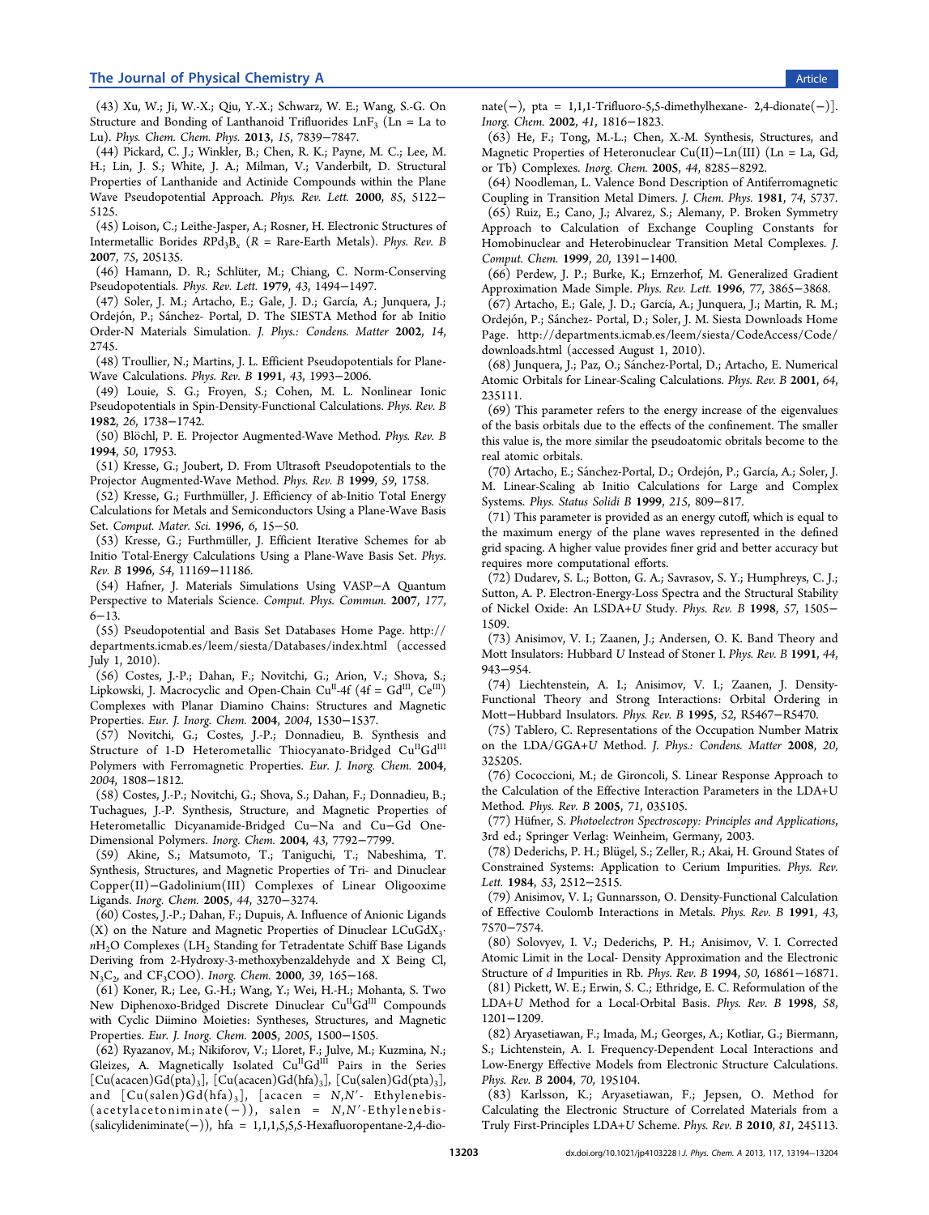(43) Xu, W.; Ji, W.-X.; Qiu, Y.-X.; Schwarz, W. E.; Wang, S.-G. On Structure and Bonding of Lanthanoid Trifluorides $LnF_3$ (Ln = La to Lu). *Phys. Chem. Chem. Phys.* **2013**, *15*, 7839−7847.

(44) Pickard, C. J.; Winkler, B.; Chen, R. K.; Payne, M. C.; Lee, M. H.; Lin, J. S.; White, J. A.; Milman, V.; Vanderbilt, D. Structural Properties of Lanthanide and Actinide Compounds within the Plane Wave Pseudopotential Approach. *Phys. Rev. Lett.* **2000**, *85*, 5122−5125.

(45) Loison, C.; Leithe-Jasper, A.; Rosner, H. Electronic Structures of Intermetallic Borides $RPd_3B_x$ (R = Rare-Earth Metals). *Phys. Rev. B* **2007**, *75*, 205135.

(46) Hamann, D. R.; Schlüter, M.; Chiang, C. Norm-Conserving Pseudopotentials. *Phys. Rev. Lett.* **1979**, *43*, 1494−1497.

(47) Soler, J. M.; Artacho, E.; Gale, J. D.; García, A.; Junquera, J.; Ordejón, P.; Sánchez- Portal, D. The SIESTA Method for ab Initio Order-N Materials Simulation. *J. Phys.: Condens. Matter* **2002**, *14*, 2745.

(48) Troullier, N.; Martins, J. L. Efficient Pseudopotentials for Plane-Wave Calculations. *Phys. Rev. B* **1991**, *43*, 1993−2006.

(49) Louie, S. G.; Froyen, S.; Cohen, M. L. Nonlinear Ionic Pseudopotentials in Spin-Density-Functional Calculations. *Phys. Rev. B* **1982**, *26*, 1738−1742.

(50) Blöchl, P. E. Projector Augmented-Wave Method. *Phys. Rev. B* **1994**, *50*, 17953.

(51) Kresse, G.; Joubert, D. From Ultrasoft Pseudopotentials to the Projector Augmented-Wave Method. *Phys. Rev. B* **1999**, *59*, 1758.

(52) Kresse, G.; Furthmüller, J. Efficiency of ab-Initio Total Energy Calculations for Metals and Semiconductors Using a Plane-Wave Basis Set. *Comput. Mater. Sci.* **1996**, *6*, 15−50.

(53) Kresse, G.; Furthmüller, J. Efficient Iterative Schemes for ab Initio Total-Energy Calculations Using a Plane-Wave Basis Set. *Phys. Rev. B* **1996**, *54*, 11169−11186.

(54) Hafner, J. Materials Simulations Using VASP−A Quantum Perspective to Materials Science. *Comput. Phys. Commun.* **2007**, *177*, 6−13.

(55) Pseudopotential and Basis Set Databases Home Page. http://departments.icmab.es/leem/siesta/Databases/index.html (accessed July 1, 2010).

(56) Costes, J.-P.; Dahan, F.; Novitchi, G.; Arion, V.; Shova, S.; Lipkowski, J. Macrocyclic and Open-Chain $Cu^{II}$-4f (4f = $Gd^{III}$, $Ce^{III}$) Complexes with Planar Diamino Chains: Structures and Magnetic Properties. *Eur. J. Inorg. Chem.* **2004**, *2004*, 1530−1537.

(57) Novitchi, G.; Costes, J.-P.; Donnadieu, B. Synthesis and Structure of 1-D Heterometallic Thiocyanato-Bridged $Cu^{II}Gd^{III}$ Polymers with Ferromagnetic Properties. *Eur. J. Inorg. Chem.* **2004**, *2004*, 1808−1812.

(58) Costes, J.-P.; Novitchi, G.; Shova, S.; Dahan, F.; Donnadieu, B.; Tuchagues, J.-P. Synthesis, Structure, and Magnetic Properties of Heterometallic Dicyanamide-Bridged Cu−Na and Cu−Gd One-Dimensional Polymers. *Inorg. Chem.* **2004**, *43*, 7792−7799.

(59) Akine, S.; Matsumoto, T.; Taniguchi, T.; Nabeshima, T. Synthesis, Structures, and Magnetic Properties of Tri- and Dinuclear Copper(II)−Gadolinium(III) Complexes of Linear Oligooxime Ligands. *Inorg. Chem.* **2005**, *44*, 3270−3274.

(60) Costes, J.-P.; Dahan, F.; Dupuis, A. Influence of Anionic Ligands (X) on the Nature and Magnetic Properties of Dinuclear $LCuGdX_3\cdot nH_2O$ Complexes ($LH_2$ Standing for Tetradentate Schiff Base Ligands Deriving from 2-Hydroxy-3-methoxybenzaldehyde and X Being Cl, $N_3C_2$, and $CF_3COO$). *Inorg. Chem.* **2000**, *39*, 165−168.

(61) Koner, R.; Lee, G.-H.; Wang, Y.; Wei, H.-H.; Mohanta, S. Two New Diphenoxo-Bridged Discrete Dinuclear $Cu^{II}Gd^{III}$ Compounds with Cyclic Diimino Moieties: Syntheses, Structures, and Magnetic Properties. *Eur. J. Inorg. Chem.* **2005**, *2005*, 1500−1505.

(62) Ryazanov, M.; Nikiforov, V.; Lloret, F.; Julve, M.; Kuzmina, N.; Gleizes, A. Magnetically Isolated $Cu^{II}Gd^{III}$ Pairs in the Series $[Cu(acacen)Gd(pta)_3]$, $[Cu(acacen)Gd(hfa)_3]$, $[Cu(salen)Gd(pta)_3]$, and $[Cu(salen)Gd(hfa)_3]$, [acacen = N,N′- Ethylenebis-(acetylacetoniminate(−)), salen = N,N′-Ethylenebis-(salicylideniminate(−)), hfa = 1,1,1,5,5,5-Hexafluoropentane-2,4-dionate(−), pta = 1,1,1-Trifluoro-5,5-dimethylhexane- 2,4-dionate(−)]. *Inorg. Chem.* **2002**, *41*, 1816−1823.

(63) He, F.; Tong, M.-L.; Chen, X.-M. Synthesis, Structures, and Magnetic Properties of Heteronuclear Cu(II)−Ln(III) (Ln = La, Gd, or Tb) Complexes. *Inorg. Chem.* **2005**, *44*, 8285−8292.

(64) Noodleman, L. Valence Bond Description of Antiferromagnetic Coupling in Transition Metal Dimers. *J. Chem. Phys.* **1981**, *74*, 5737.

(65) Ruiz, E.; Cano, J.; Alvarez, S.; Alemany, P. Broken Symmetry Approach to Calculation of Exchange Coupling Constants for Homobinuclear and Heterobinuclear Transition Metal Complexes. *J. Comput. Chem.* **1999**, *20*, 1391−1400.

(66) Perdew, J. P.; Burke, K.; Ernzerhof, M. Generalized Gradient Approximation Made Simple. *Phys. Rev. Lett.* **1996**, *77*, 3865−3868.

(67) Artacho, E.; Gale, J. D.; García, A.; Junquera, J.; Martin, R. M.; Ordejón, P.; Sánchez- Portal, D.; Soler, J. M. Siesta Downloads Home Page. http://departments.icmab.es/leem/siesta/CodeAccess/Code/downloads.html (accessed August 1, 2010).

(68) Junquera, J.; Paz, O.; Sánchez-Portal, D.; Artacho, E. Numerical Atomic Orbitals for Linear-Scaling Calculations. *Phys. Rev. B* **2001**, *64*, 235111.

(69) This parameter refers to the energy increase of the eigenvalues of the basis orbitals due to the effects of the confinement. The smaller this value is, the more similar the pseudoatomic obritals become to the real atomic orbitals.

(70) Artacho, E.; Sánchez-Portal, D.; Ordejón, P.; García, A.; Soler, J. M. Linear-Scaling ab Initio Calculations for Large and Complex Systems. *Phys. Status Solidi B* **1999**, *215*, 809−817.

(71) This parameter is provided as an energy cutoff, which is equal to the maximum energy of the plane waves represented in the defined grid spacing. A higher value provides finer grid and better accuracy but requires more computational efforts.

(72) Dudarev, S. L.; Botton, G. A.; Savrasov, S. Y.; Humphreys, C. J.; Sutton, A. P. Electron-Energy-Loss Spectra and the Structural Stability of Nickel Oxide: An LSDA+U Study. *Phys. Rev. B* **1998**, *57*, 1505−1509.

(73) Anisimov, V. I.; Zaanen, J.; Andersen, O. K. Band Theory and Mott Insulators: Hubbard U Instead of Stoner I. *Phys. Rev. B* **1991**, *44*, 943−954.

(74) Liechtenstein, A. I.; Anisimov, V. I.; Zaanen, J. Density-Functional Theory and Strong Interactions: Orbital Ordering in Mott−Hubbard Insulators. *Phys. Rev. B* **1995**, *52*, R5467−R5470.

(75) Tablero, C. Representations of the Occupation Number Matrix on the LDA/GGA+U Method. *J. Phys.: Condens. Matter* **2008**, *20*, 325205.

(76) Cococcioni, M.; de Gironcoli, S. Linear Response Approach to the Calculation of the Effective Interaction Parameters in the LDA+U Method. *Phys. Rev. B* **2005**, *71*, 035105.

(77) Hüfner, S. *Photoelectron Spectroscopy: Principles and Applications*, 3rd ed.; Springer Verlag: Weinheim, Germany, 2003.

(78) Dederichs, P. H.; Blügel, S.; Zeller, R.; Akai, H. Ground States of Constrained Systems: Application to Cerium Impurities. *Phys. Rev. Lett.* **1984**, *53*, 2512−2515.

(79) Anisimov, V. I.; Gunnarsson, O. Density-Functional Calculation of Effective Coulomb Interactions in Metals. *Phys. Rev. B* **1991**, *43*, 7570−7574.

(80) Solovyev, I. V.; Dederichs, P. H.; Anisimov, V. I. Corrected Atomic Limit in the Local- Density Approximation and the Electronic Structure of d Impurities in Rb. *Phys. Rev. B* **1994**, *50*, 16861−16871.

(81) Pickett, W. E.; Erwin, S. C.; Ethridge, E. C. Reformulation of the LDA+U Method for a Local-Orbital Basis. *Phys. Rev. B* **1998**, *58*, 1201−1209.

(82) Aryasetiawan, F.; Imada, M.; Georges, A.; Kotliar, G.; Biermann, S.; Lichtenstein, A. I. Frequency-Dependent Local Interactions and Low-Energy Effective Models from Electronic Structure Calculations. *Phys. Rev. B* **2004**, *70*, 195104.

(83) Karlsson, K.; Aryasetiawan, F.; Jepsen, O. Method for Calculating the Electronic Structure of Correlated Materials from a Truly First-Principles LDA+U Scheme. *Phys. Rev. B* **2010**, *81*, 245113.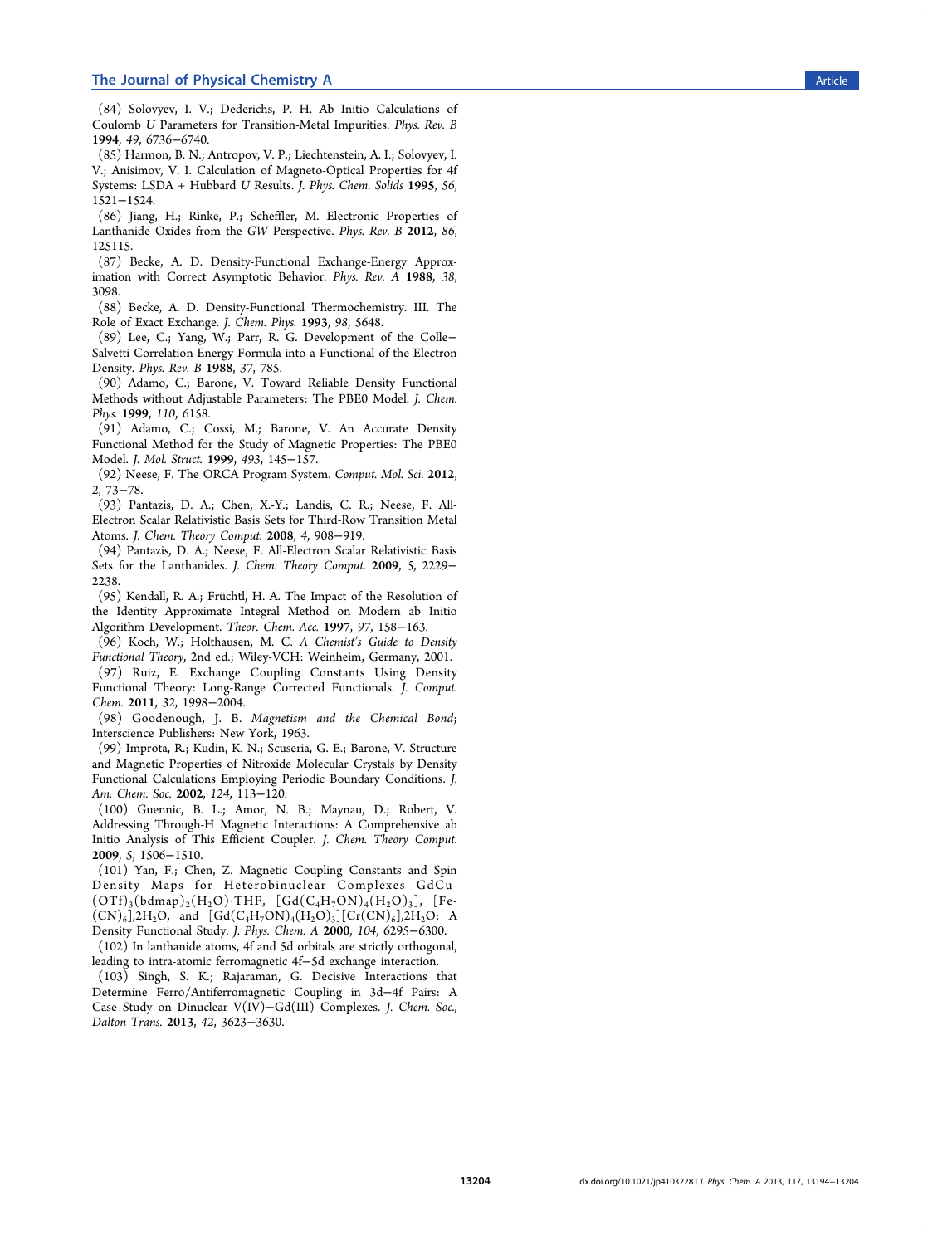(84) Solovyev, I. V.; Dederichs, P. H. Ab Initio Calculations of Coulomb *U* Parameters for Transition-Metal Impurities. *Phys. Rev. B* **1994**, *49*, 6736−6740.

(85) Harmon, B. N.; Antropov, V. P.; Liechtenstein, A. I.; Solovyev, I. V.; Anisimov, V. I. Calculation of Magneto-Optical Properties for 4f Systems: LSDA + Hubbard *U* Results. *J. Phys. Chem. Solids* **1995**, *56*, 1521−1524.

(86) Jiang, H.; Rinke, P.; Scheffler, M. Electronic Properties of Lanthanide Oxides from the *GW* Perspective. *Phys. Rev. B* **2012**, *86*, 125115.

(87) Becke, A. D. Density-Functional Exchange-Energy Approximation with Correct Asymptotic Behavior. *Phys. Rev. A* **1988**, *38*, 3098.

(88) Becke, A. D. Density-Functional Thermochemistry. III. The Role of Exact Exchange. *J. Chem. Phys.* **1993**, *98*, 5648.

(89) Lee, C.; Yang, W.; Parr, R. G. Development of the Colle−Salvetti Correlation-Energy Formula into a Functional of the Electron Density. *Phys. Rev. B* **1988**, *37*, 785.

(90) Adamo, C.; Barone, V. Toward Reliable Density Functional Methods without Adjustable Parameters: The PBE0 Model. *J. Chem. Phys.* **1999**, *110*, 6158.

(91) Adamo, C.; Cossi, M.; Barone, V. An Accurate Density Functional Method for the Study of Magnetic Properties: The PBE0 Model. *J. Mol. Struct.* **1999**, *493*, 145−157.

(92) Neese, F. The ORCA Program System. *Comput. Mol. Sci.* **2012**, *2*, 73−78.

(93) Pantazis, D. A.; Chen, X.-Y.; Landis, C. R.; Neese, F. All-Electron Scalar Relativistic Basis Sets for Third-Row Transition Metal Atoms. *J. Chem. Theory Comput.* **2008**, *4*, 908−919.

(94) Pantazis, D. A.; Neese, F. All-Electron Scalar Relativistic Basis Sets for the Lanthanides. *J. Chem. Theory Comput.* **2009**, *5*, 2229−2238.

(95) Kendall, R. A.; Früchtl, H. A. The Impact of the Resolution of the Identity Approximate Integral Method on Modern ab Initio Algorithm Development. *Theor. Chem. Acc.* **1997**, *97*, 158−163.

(96) Koch, W.; Holthausen, M. C. *A Chemist's Guide to Density Functional Theory*, 2nd ed.; Wiley-VCH: Weinheim, Germany, 2001.

(97) Ruiz, E. Exchange Coupling Constants Using Density Functional Theory: Long-Range Corrected Functionals. *J. Comput. Chem.* **2011**, *32*, 1998−2004.

(98) Goodenough, J. B. *Magnetism and the Chemical Bond*; Interscience Publishers: New York, 1963.

(99) Improta, R.; Kudin, K. N.; Scuseria, G. E.; Barone, V. Structure and Magnetic Properties of Nitroxide Molecular Crystals by Density Functional Calculations Employing Periodic Boundary Conditions. *J. Am. Chem. Soc.* **2002**, *124*, 113−120.

(100) Guennic, B. L.; Amor, N. B.; Maynau, D.; Robert, V. Addressing Through-H Magnetic Interactions: A Comprehensive ab Initio Analysis of This Efficient Coupler. *J. Chem. Theory Comput.* **2009**, *5*, 1506−1510.

(101) Yan, F.; Chen, Z. Magnetic Coupling Constants and Spin Density Maps for Heterobinuclear Complexes GdCu$(OTf)_3(bdmap)_2(H_2O)\cdot$THF, $[Gd(C_4H_7ON)_4(H_2O)_3]$, $[Fe(CN)_6]$,$2H_2O$, and $[Gd(C_4H_7ON)_4(H_2O)_3][Cr(CN)_6]$,$2H_2O$: A Density Functional Study. *J. Phys. Chem. A* **2000**, *104*, 6295−6300.

(102) In lanthanide atoms, 4f and 5d orbitals are strictly orthogonal, leading to intra-atomic ferromagnetic 4f−5d exchange interaction.

(103) Singh, S. K.; Rajaraman, G. Decisive Interactions that Determine Ferro/Antiferromagnetic Coupling in 3d−4f Pairs: A Case Study on Dinuclear V(IV)−Gd(III) Complexes. *J. Chem. Soc., Dalton Trans.* **2013**, *42*, 3623−3630.